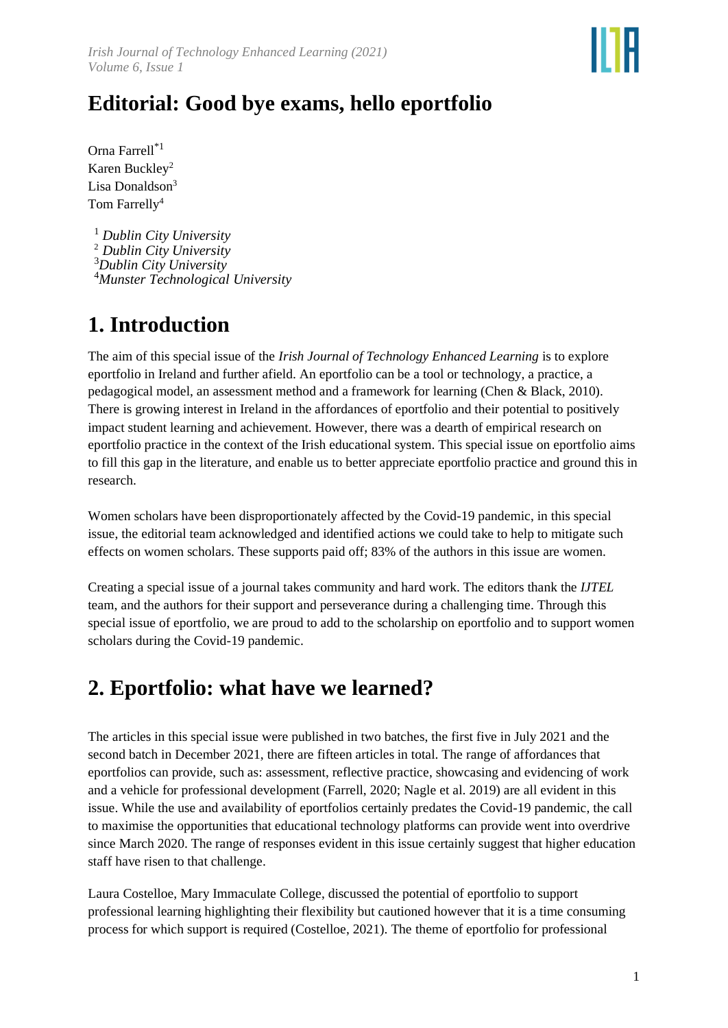# Editorial: Good bye exams, hello eportfolio

Orna Farrell[*1]
Karen Buckley[2]
Lisa Donaldson[3]
Tom Farrelly[4]

[1] *Dublin City University*
[2] *Dublin City University*
[3] *Dublin City University*
[4] *Munster Technological University*

# 1. Introduction

The aim of this special issue of the *Irish Journal of Technology Enhanced Learning* is to explore eportfolio in Ireland and further afield. An eportfolio can be a tool or technology, a practice, a pedagogical model, an assessment method and a framework for learning (Chen & Black, 2010). There is growing interest in Ireland in the affordances of eportfolio and their potential to positively impact student learning and achievement. However, there was a dearth of empirical research on eportfolio practice in the context of the Irish educational system. This special issue on eportfolio aims to fill this gap in the literature, and enable us to better appreciate eportfolio practice and ground this in research.

Women scholars have been disproportionately affected by the Covid-19 pandemic, in this special issue, the editorial team acknowledged and identified actions we could take to help to mitigate such effects on women scholars. These supports paid off; 83% of the authors in this issue are women.

Creating a special issue of a journal takes community and hard work. The editors thank the *IJTEL* team, and the authors for their support and perseverance during a challenging time. Through this special issue of eportfolio, we are proud to add to the scholarship on eportfolio and to support women scholars during the Covid-19 pandemic.

# 2. Eportfolio: what have we learned?

The articles in this special issue were published in two batches, the first five in July 2021 and the second batch in December 2021, there are fifteen articles in total. The range of affordances that eportfolios can provide, such as: assessment, reflective practice, showcasing and evidencing of work and a vehicle for professional development (Farrell, 2020; Nagle et al. 2019) are all evident in this issue. While the use and availability of eportfolios certainly predates the Covid-19 pandemic, the call to maximise the opportunities that educational technology platforms can provide went into overdrive since March 2020. The range of responses evident in this issue certainly suggest that higher education staff have risen to that challenge.

Laura Costelloe, Mary Immaculate College, discussed the potential of eportfolio to support professional learning highlighting their flexibility but cautioned however that it is a time consuming process for which support is required (Costelloe, 2021). The theme of eportfolio for professional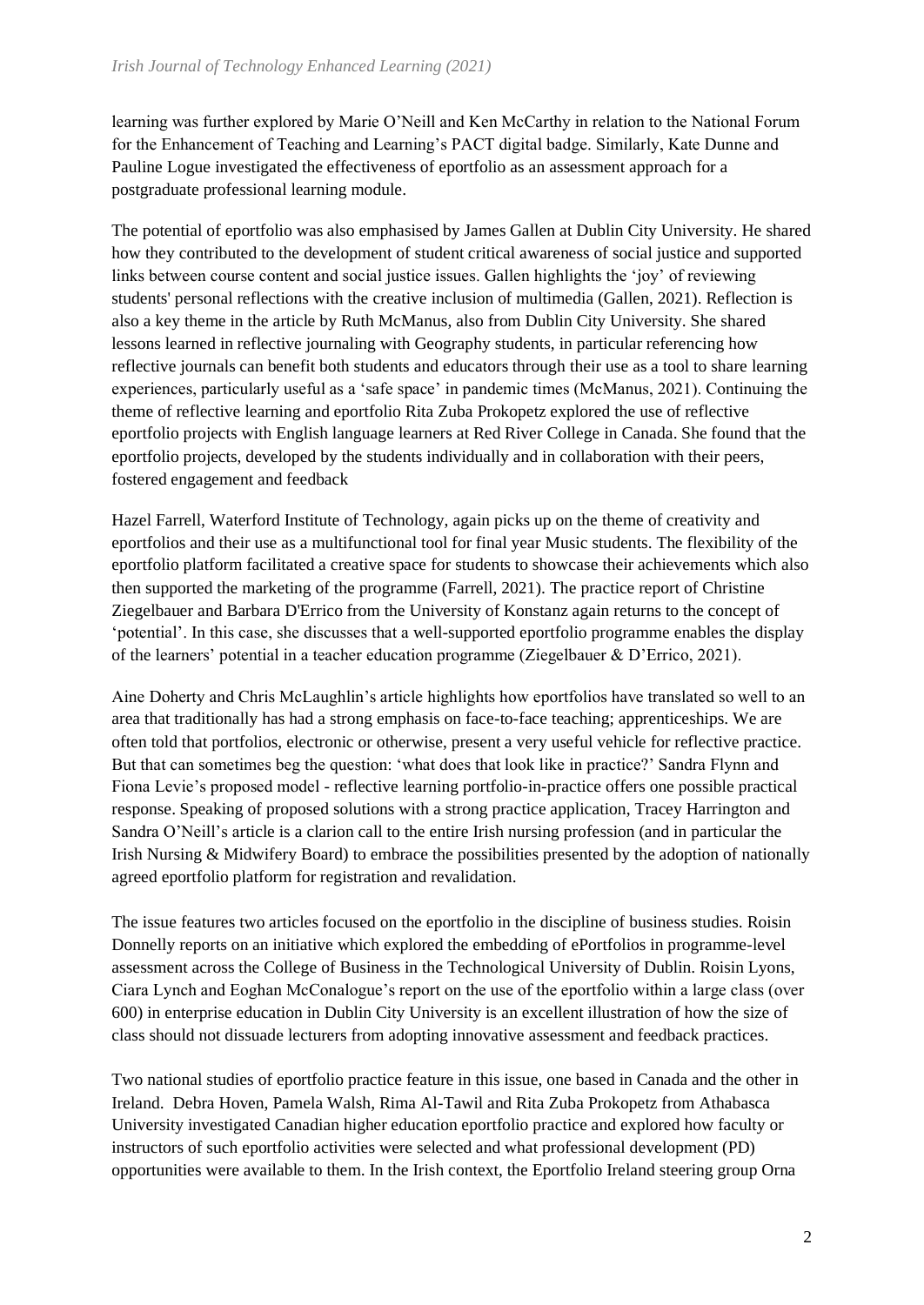learning was further explored by Marie O'Neill and Ken McCarthy in relation to the National Forum for the Enhancement of Teaching and Learning's PACT digital badge. Similarly, Kate Dunne and Pauline Logue investigated the effectiveness of eportfolio as an assessment approach for a postgraduate professional learning module.

The potential of eportfolio was also emphasised by James Gallen at Dublin City University. He shared how they contributed to the development of student critical awareness of social justice and supported links between course content and social justice issues. Gallen highlights the 'joy' of reviewing students' personal reflections with the creative inclusion of multimedia (Gallen, 2021). Reflection is also a key theme in the article by Ruth McManus, also from Dublin City University. She shared lessons learned in reflective journaling with Geography students, in particular referencing how reflective journals can benefit both students and educators through their use as a tool to share learning experiences, particularly useful as a 'safe space' in pandemic times (McManus, 2021). Continuing the theme of reflective learning and eportfolio Rita Zuba Prokopetz explored the use of reflective eportfolio projects with English language learners at Red River College in Canada. She found that the eportfolio projects, developed by the students individually and in collaboration with their peers, fostered engagement and feedback

Hazel Farrell, Waterford Institute of Technology, again picks up on the theme of creativity and eportfolios and their use as a multifunctional tool for final year Music students. The flexibility of the eportfolio platform facilitated a creative space for students to showcase their achievements which also then supported the marketing of the programme (Farrell, 2021). The practice report of Christine Ziegelbauer and Barbara D'Errico from the University of Konstanz again returns to the concept of 'potential'. In this case, she discusses that a well-supported eportfolio programme enables the display of the learners' potential in a teacher education programme (Ziegelbauer & D'Errico, 2021).

Aine Doherty and Chris McLaughlin's article highlights how eportfolios have translated so well to an area that traditionally has had a strong emphasis on face-to-face teaching; apprenticeships. We are often told that portfolios, electronic or otherwise, present a very useful vehicle for reflective practice. But that can sometimes beg the question: 'what does that look like in practice?' Sandra Flynn and Fiona Levie's proposed model - reflective learning portfolio-in-practice offers one possible practical response. Speaking of proposed solutions with a strong practice application, Tracey Harrington and Sandra O'Neill's article is a clarion call to the entire Irish nursing profession (and in particular the Irish Nursing & Midwifery Board) to embrace the possibilities presented by the adoption of nationally agreed eportfolio platform for registration and revalidation.

The issue features two articles focused on the eportfolio in the discipline of business studies. Roisin Donnelly reports on an initiative which explored the embedding of ePortfolios in programme-level assessment across the College of Business in the Technological University of Dublin. Roisin Lyons, Ciara Lynch and Eoghan McConalogue's report on the use of the eportfolio within a large class (over 600) in enterprise education in Dublin City University is an excellent illustration of how the size of class should not dissuade lecturers from adopting innovative assessment and feedback practices.

Two national studies of eportfolio practice feature in this issue, one based in Canada and the other in Ireland. Debra Hoven, Pamela Walsh, Rima Al-Tawil and Rita Zuba Prokopetz from Athabasca University investigated Canadian higher education eportfolio practice and explored how faculty or instructors of such eportfolio activities were selected and what professional development (PD) opportunities were available to them. In the Irish context, the Eportfolio Ireland steering group Orna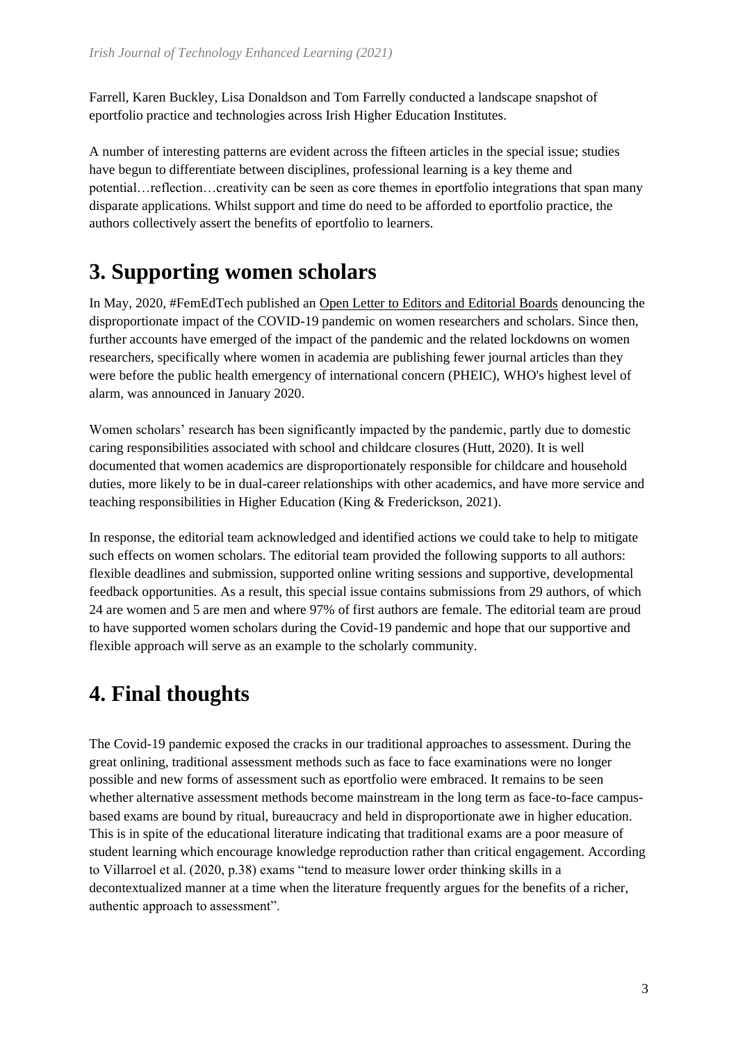Farrell, Karen Buckley, Lisa Donaldson and Tom Farrelly conducted a landscape snapshot of eportfolio practice and technologies across Irish Higher Education Institutes.

A number of interesting patterns are evident across the fifteen articles in the special issue; studies have begun to differentiate between disciplines, professional learning is a key theme and potential…reflection…creativity can be seen as core themes in eportfolio integrations that span many disparate applications. Whilst support and time do need to be afforded to eportfolio practice, the authors collectively assert the benefits of eportfolio to learners.

## 3. Supporting women scholars

In May, 2020, #FemEdTech published an Open Letter to Editors and Editorial Boards denouncing the disproportionate impact of the COVID-19 pandemic on women researchers and scholars. Since then, further accounts have emerged of the impact of the pandemic and the related lockdowns on women researchers, specifically where women in academia are publishing fewer journal articles than they were before the public health emergency of international concern (PHEIC), WHO's highest level of alarm, was announced in January 2020.

Women scholars' research has been significantly impacted by the pandemic, partly due to domestic caring responsibilities associated with school and childcare closures (Hutt, 2020). It is well documented that women academics are disproportionately responsible for childcare and household duties, more likely to be in dual-career relationships with other academics, and have more service and teaching responsibilities in Higher Education (King & Frederickson, 2021).

In response, the editorial team acknowledged and identified actions we could take to help to mitigate such effects on women scholars. The editorial team provided the following supports to all authors: flexible deadlines and submission, supported online writing sessions and supportive, developmental feedback opportunities. As a result, this special issue contains submissions from 29 authors, of which 24 are women and 5 are men and where 97% of first authors are female. The editorial team are proud to have supported women scholars during the Covid-19 pandemic and hope that our supportive and flexible approach will serve as an example to the scholarly community.

## 4. Final thoughts

The Covid-19 pandemic exposed the cracks in our traditional approaches to assessment. During the great onlining, traditional assessment methods such as face to face examinations were no longer possible and new forms of assessment such as eportfolio were embraced. It remains to be seen whether alternative assessment methods become mainstream in the long term as face-to-face campus-based exams are bound by ritual, bureaucracy and held in disproportionate awe in higher education. This is in spite of the educational literature indicating that traditional exams are a poor measure of student learning which encourage knowledge reproduction rather than critical engagement. According to Villarroel et al. (2020, p.38) exams "tend to measure lower order thinking skills in a decontextualized manner at a time when the literature frequently argues for the benefits of a richer, authentic approach to assessment".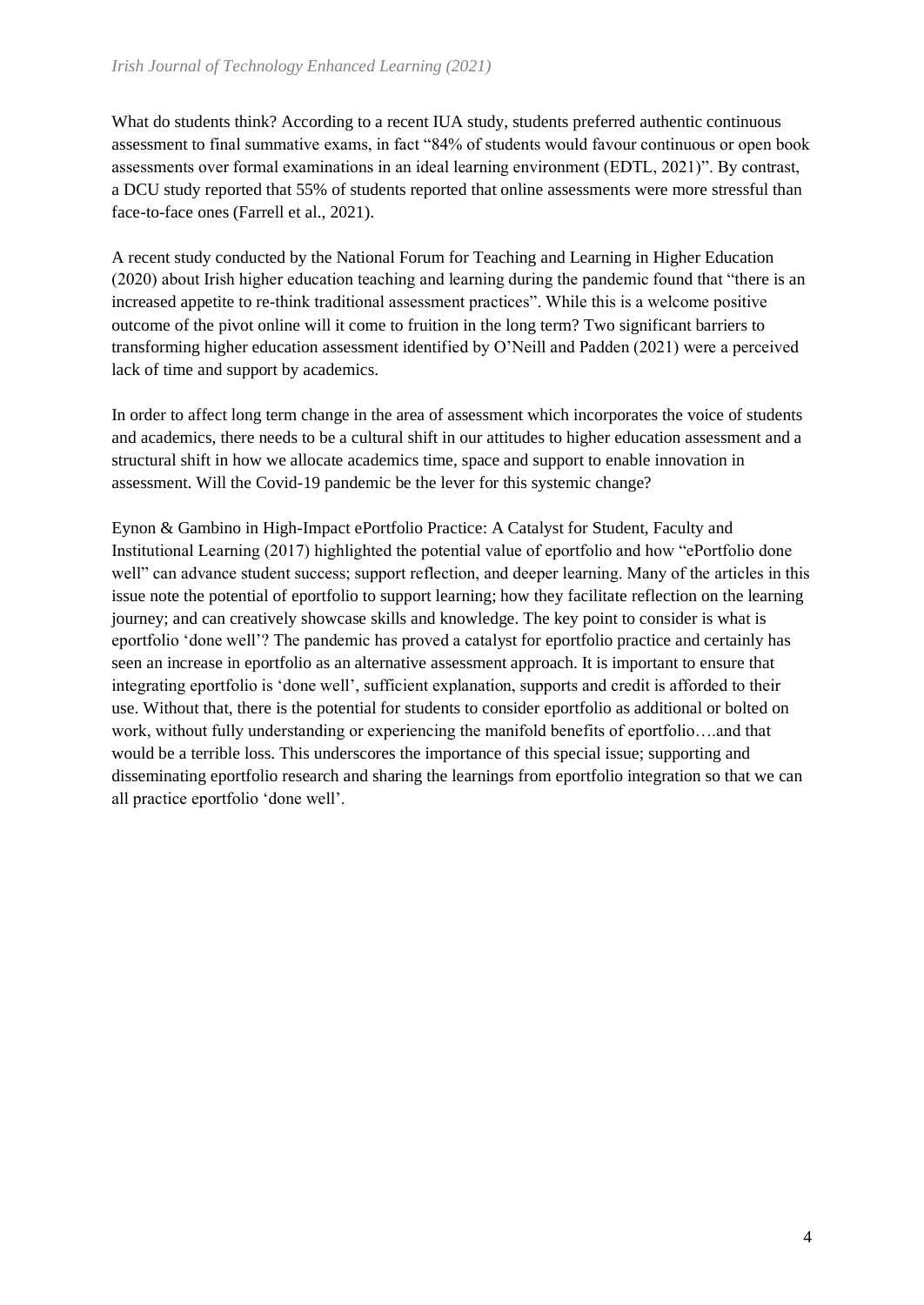What do students think? According to a recent IUA study, students preferred authentic continuous assessment to final summative exams, in fact "84% of students would favour continuous or open book assessments over formal examinations in an ideal learning environment (EDTL, 2021)". By contrast, a DCU study reported that 55% of students reported that online assessments were more stressful than face-to-face ones (Farrell et al., 2021).

A recent study conducted by the National Forum for Teaching and Learning in Higher Education (2020) about Irish higher education teaching and learning during the pandemic found that "there is an increased appetite to re-think traditional assessment practices". While this is a welcome positive outcome of the pivot online will it come to fruition in the long term? Two significant barriers to transforming higher education assessment identified by O'Neill and Padden (2021) were a perceived lack of time and support by academics.

In order to affect long term change in the area of assessment which incorporates the voice of students and academics, there needs to be a cultural shift in our attitudes to higher education assessment and a structural shift in how we allocate academics time, space and support to enable innovation in assessment. Will the Covid-19 pandemic be the lever for this systemic change?

Eynon & Gambino in High-Impact ePortfolio Practice: A Catalyst for Student, Faculty and Institutional Learning (2017) highlighted the potential value of eportfolio and how "ePortfolio done well" can advance student success; support reflection, and deeper learning. Many of the articles in this issue note the potential of eportfolio to support learning; how they facilitate reflection on the learning journey; and can creatively showcase skills and knowledge. The key point to consider is what is eportfolio 'done well'? The pandemic has proved a catalyst for eportfolio practice and certainly has seen an increase in eportfolio as an alternative assessment approach. It is important to ensure that integrating eportfolio is 'done well', sufficient explanation, supports and credit is afforded to their use. Without that, there is the potential for students to consider eportfolio as additional or bolted on work, without fully understanding or experiencing the manifold benefits of eportfolio….and that would be a terrible loss. This underscores the importance of this special issue; supporting and disseminating eportfolio research and sharing the learnings from eportfolio integration so that we can all practice eportfolio 'done well'.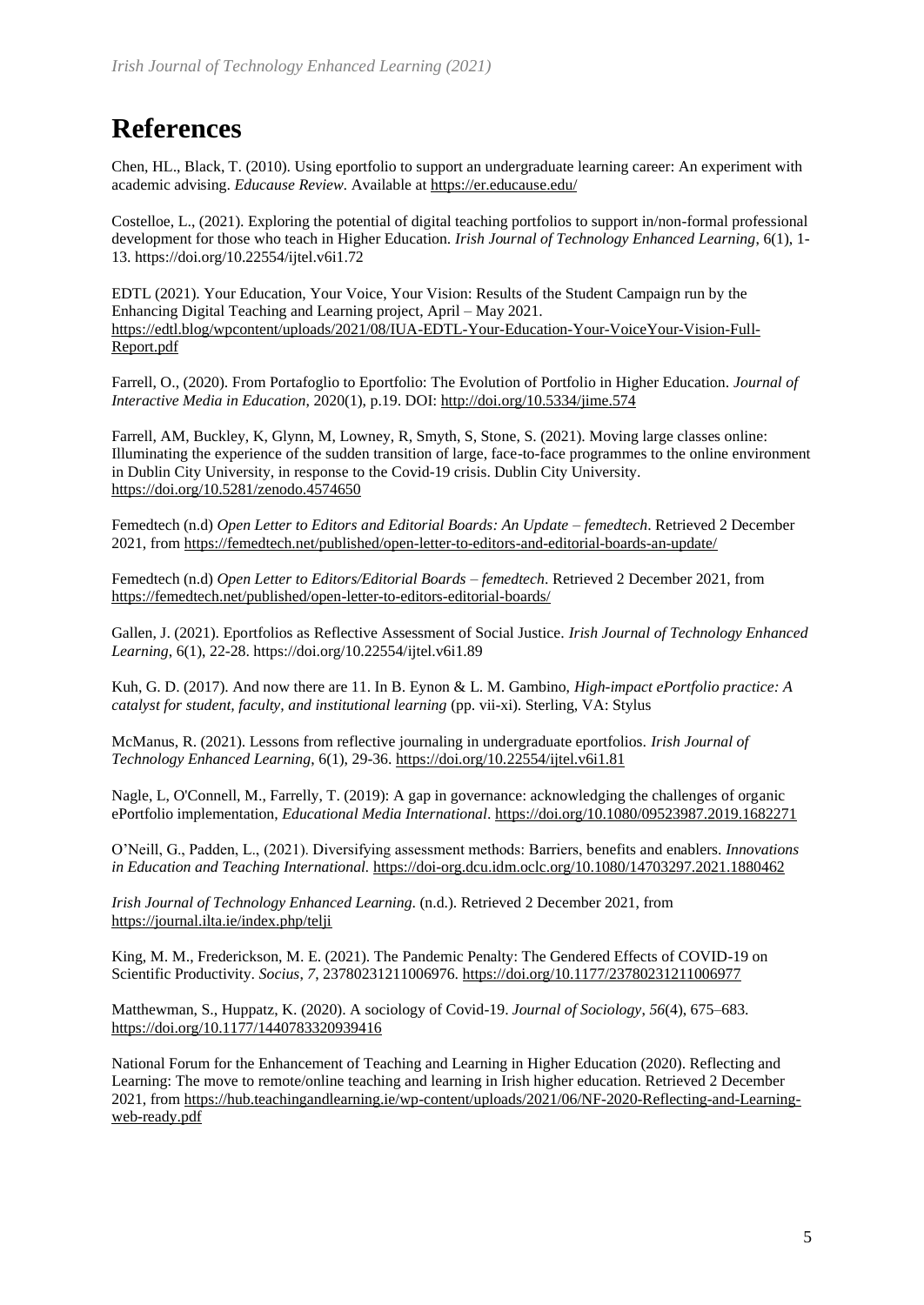# References

Chen, HL., Black, T. (2010). Using eportfolio to support an undergraduate learning career: An experiment with academic advising. *Educause Review.* Available at https://er.educause.edu/

Costelloe, L., (2021). Exploring the potential of digital teaching portfolios to support in/non-formal professional development for those who teach in Higher Education. *Irish Journal of Technology Enhanced Learning*, 6(1), 1-13. https://doi.org/10.22554/ijtel.v6i1.72

EDTL (2021). Your Education, Your Voice, Your Vision: Results of the Student Campaign run by the Enhancing Digital Teaching and Learning project, April – May 2021. https://edtl.blog/wpcontent/uploads/2021/08/IUA-EDTL-Your-Education-Your-VoiceYour-Vision-Full-Report.pdf

Farrell, O., (2020). From Portafoglio to Eportfolio: The Evolution of Portfolio in Higher Education. *Journal of Interactive Media in Education*, 2020(1), p.19. DOI: http://doi.org/10.5334/jime.574

Farrell, AM, Buckley, K, Glynn, M, Lowney, R, Smyth, S, Stone, S. (2021). Moving large classes online: Illuminating the experience of the sudden transition of large, face-to-face programmes to the online environment in Dublin City University, in response to the Covid-19 crisis. Dublin City University. https://doi.org/10.5281/zenodo.4574650

Femedtech (n.d) *Open Letter to Editors and Editorial Boards: An Update – femedtech*. Retrieved 2 December 2021, from https://femedtech.net/published/open-letter-to-editors-and-editorial-boards-an-update/

Femedtech (n.d) *Open Letter to Editors/Editorial Boards – femedtech*. Retrieved 2 December 2021, from https://femedtech.net/published/open-letter-to-editors-editorial-boards/

Gallen, J. (2021). Eportfolios as Reflective Assessment of Social Justice. *Irish Journal of Technology Enhanced Learning*, 6(1), 22-28. https://doi.org/10.22554/ijtel.v6i1.89

Kuh, G. D. (2017). And now there are 11. In B. Eynon & L. M. Gambino, *High-impact ePortfolio practice: A catalyst for student, faculty, and institutional learning* (pp. vii-xi). Sterling, VA: Stylus

McManus, R. (2021). Lessons from reflective journaling in undergraduate eportfolios. *Irish Journal of Technology Enhanced Learning*, 6(1), 29-36. https://doi.org/10.22554/ijtel.v6i1.81

Nagle, L, O'Connell, M., Farrelly, T. (2019): A gap in governance: acknowledging the challenges of organic ePortfolio implementation, *Educational Media International*. https://doi.org/10.1080/09523987.2019.1682271

O'Neill, G., Padden, L., (2021). Diversifying assessment methods: Barriers, benefits and enablers. *Innovations in Education and Teaching International.* https://doi-org.dcu.idm.oclc.org/10.1080/14703297.2021.1880462

*Irish Journal of Technology Enhanced Learning*. (n.d.). Retrieved 2 December 2021, from https://journal.ilta.ie/index.php/telji

King, M. M., Frederickson, M. E. (2021). The Pandemic Penalty: The Gendered Effects of COVID-19 on Scientific Productivity. *Socius*, *7*, 23780231211006976. https://doi.org/10.1177/23780231211006977

Matthewman, S., Huppatz, K. (2020). A sociology of Covid-19. *Journal of Sociology*, *56*(4), 675–683. https://doi.org/10.1177/1440783320939416

National Forum for the Enhancement of Teaching and Learning in Higher Education (2020). Reflecting and Learning: The move to remote/online teaching and learning in Irish higher education. Retrieved 2 December 2021, from https://hub.teachingandlearning.ie/wp-content/uploads/2021/06/NF-2020-Reflecting-and-Learning-web-ready.pdf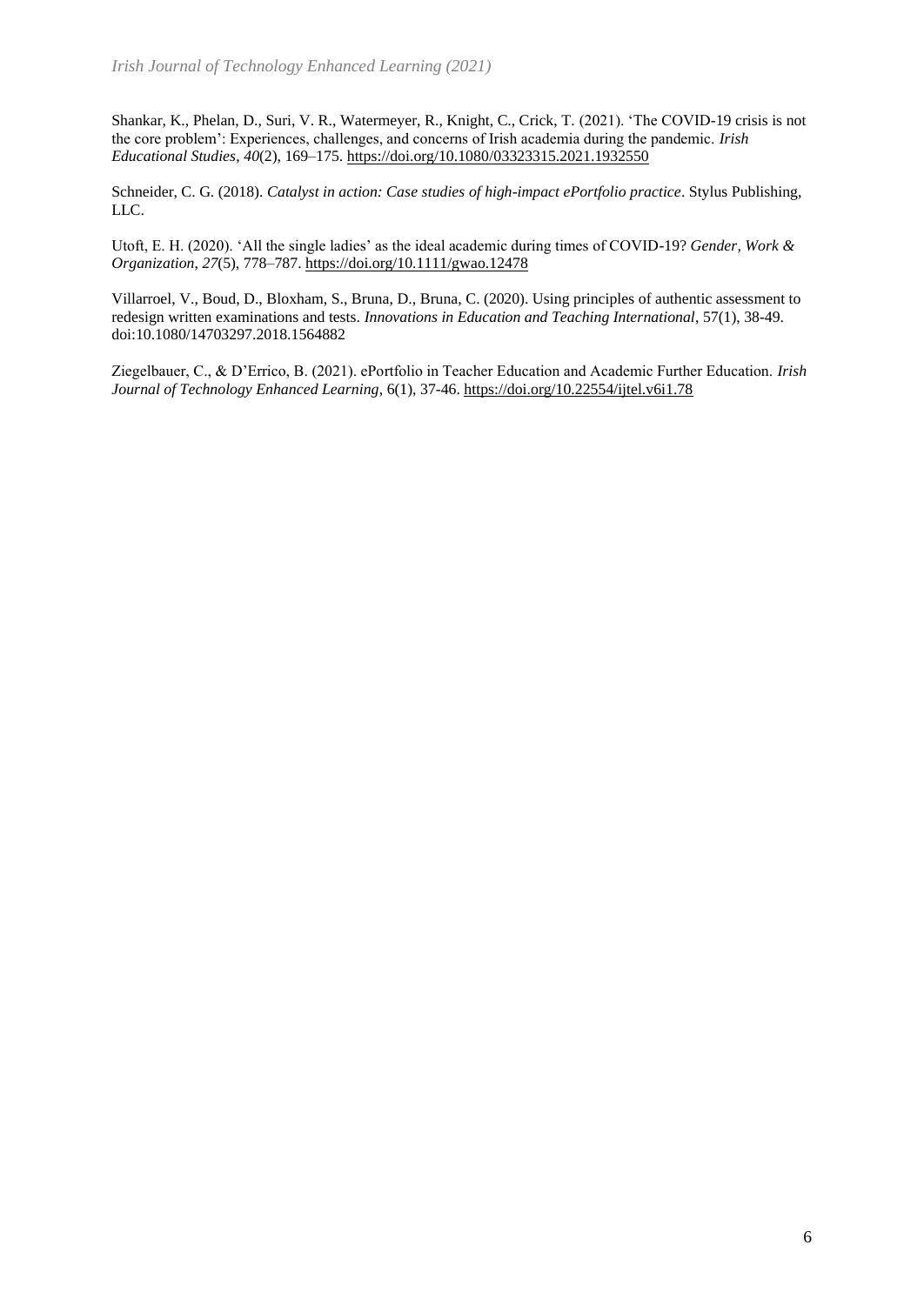Shankar, K., Phelan, D., Suri, V. R., Watermeyer, R., Knight, C., Crick, T. (2021). 'The COVID-19 crisis is not the core problem': Experiences, challenges, and concerns of Irish academia during the pandemic. *Irish Educational Studies*, *40*(2), 169–175. https://doi.org/10.1080/03323315.2021.1932550

Schneider, C. G. (2018). *Catalyst in action: Case studies of high-impact ePortfolio practice*. Stylus Publishing, LLC.

Utoft, E. H. (2020). 'All the single ladies' as the ideal academic during times of COVID-19? *Gender, Work & Organization*, *27*(5), 778–787. https://doi.org/10.1111/gwao.12478

Villarroel, V., Boud, D., Bloxham, S., Bruna, D., Bruna, C. (2020). Using principles of authentic assessment to redesign written examinations and tests. *Innovations in Education and Teaching International*, 57(1), 38-49. doi:10.1080/14703297.2018.1564882

Ziegelbauer, C., & D'Errico, B. (2021). ePortfolio in Teacher Education and Academic Further Education. *Irish Journal of Technology Enhanced Learning*, 6(1), 37-46. https://doi.org/10.22554/ijtel.v6i1.78